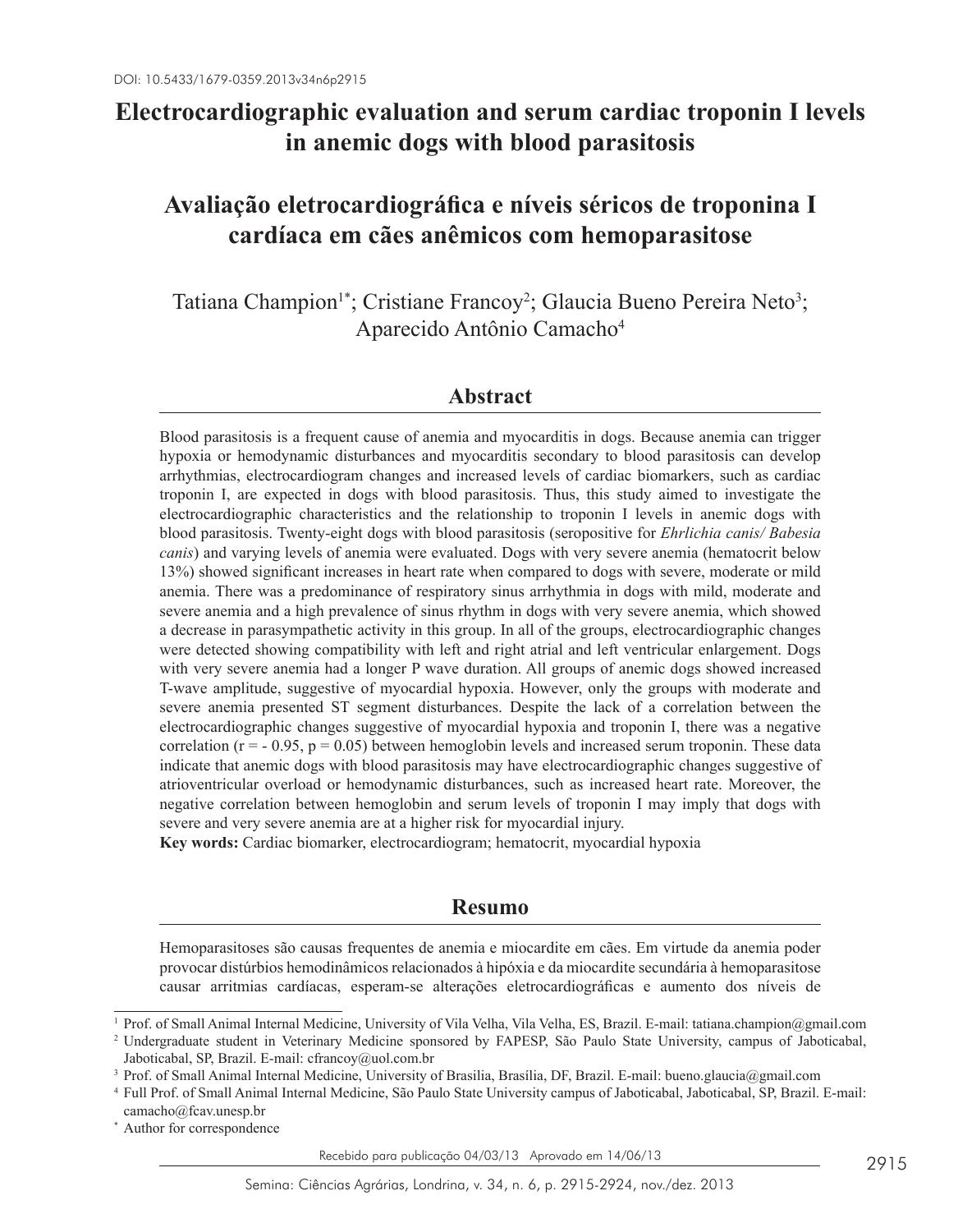DOI: 10.5433/1679-0359.2013v34n6p2915

# Electrocardiographic evaluation and serum cardiac troponin I levels in anemic dogs with blood parasitosis

# Avaliação eletrocardiográfica e níveis séricos de troponina I cardíaca em cães anêmicos com hemoparasitose

Tatiana Champion[1*]; Cristiane Francoy[2]; Glaucia Bueno Pereira Neto[3]; Aparecido Antônio Camacho[4]

## Abstract

Blood parasitosis is a frequent cause of anemia and myocarditis in dogs. Because anemia can trigger hypoxia or hemodynamic disturbances and myocarditis secondary to blood parasitosis can develop arrhythmias, electrocardiogram changes and increased levels of cardiac biomarkers, such as cardiac troponin I, are expected in dogs with blood parasitosis. Thus, this study aimed to investigate the electrocardiographic characteristics and the relationship to troponin I levels in anemic dogs with blood parasitosis. Twenty-eight dogs with blood parasitosis (seropositive for *Ehrlichia canis/ Babesia canis*) and varying levels of anemia were evaluated. Dogs with very severe anemia (hematocrit below 13%) showed significant increases in heart rate when compared to dogs with severe, moderate or mild anemia. There was a predominance of respiratory sinus arrhythmia in dogs with mild, moderate and severe anemia and a high prevalence of sinus rhythm in dogs with very severe anemia, which showed a decrease in parasympathetic activity in this group. In all of the groups, electrocardiographic changes were detected showing compatibility with left and right atrial and left ventricular enlargement. Dogs with very severe anemia had a longer P wave duration. All groups of anemic dogs showed increased T-wave amplitude, suggestive of myocardial hypoxia. However, only the groups with moderate and severe anemia presented ST segment disturbances. Despite the lack of a correlation between the electrocardiographic changes suggestive of myocardial hypoxia and troponin I, there was a negative correlation ($r = -0.95$, $p = 0.05$) between hemoglobin levels and increased serum troponin. These data indicate that anemic dogs with blood parasitosis may have electrocardiographic changes suggestive of atrioventricular overload or hemodynamic disturbances, such as increased heart rate. Moreover, the negative correlation between hemoglobin and serum levels of troponin I may imply that dogs with severe and very severe anemia are at a higher risk for myocardial injury.

**Key words:** Cardiac biomarker, electrocardiogram; hematocrit, myocardial hypoxia

## Resumo

Hemoparasitoses são causas frequentes de anemia e miocardite em cães. Em virtude da anemia poder provocar distúrbios hemodinâmicos relacionados à hipóxia e da miocardite secundária à hemoparasitose causar arritmias cardíacas, esperam-se alterações eletrocardiográficas e aumento dos níveis de

---

[1] Prof. of Small Animal Internal Medicine, University of Vila Velha, Vila Velha, ES, Brazil. E-mail: tatiana.champion@gmail.com

[2] Undergraduate student in Veterinary Medicine sponsored by FAPESP, São Paulo State University, campus of Jaboticabal, Jaboticabal, SP, Brazil. E-mail: cfrancoy@uol.com.br

[3] Prof. of Small Animal Internal Medicine, University of Brasilia, Brasília, DF, Brazil. E-mail: bueno.glaucia@gmail.com

[4] Full Prof. of Small Animal Internal Medicine, São Paulo State University campus of Jaboticabal, Jaboticabal, SP, Brazil. E-mail: camacho@fcav.unesp.br

[*] Author for correspondence

Recebido para publicação 04/03/13 Aprovado em 14/06/13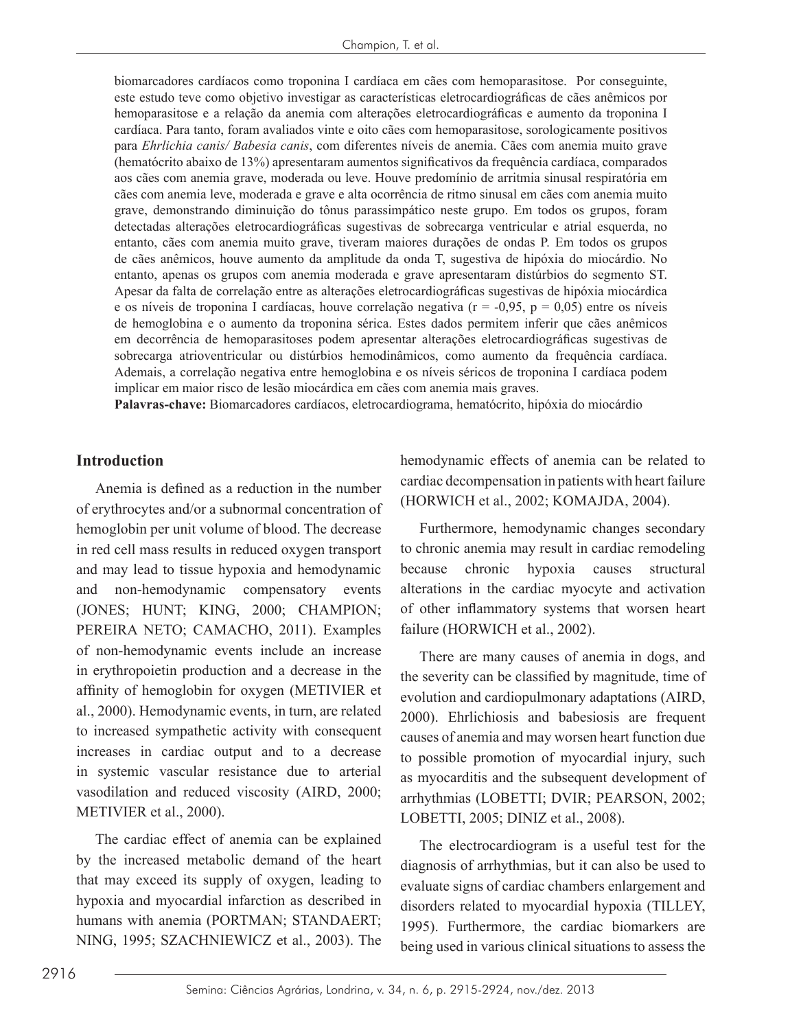biomarcadores cardíacos como troponina I cardíaca em cães com hemoparasitose. Por conseguinte, este estudo teve como objetivo investigar as características eletrocardiográficas de cães anêmicos por hemoparasitose e a relação da anemia com alterações eletrocardiográficas e aumento da troponina I cardíaca. Para tanto, foram avaliados vinte e oito cães com hemoparasitose, sorologicamente positivos para *Ehrlichia canis/ Babesia canis*, com diferentes níveis de anemia. Cães com anemia muito grave (hematócrito abaixo de 13%) apresentaram aumentos significativos da frequência cardíaca, comparados aos cães com anemia grave, moderada ou leve. Houve predomínio de arritmia sinusal respiratória em cães com anemia leve, moderada e grave e alta ocorrência de ritmo sinusal em cães com anemia muito grave, demonstrando diminuição do tônus parassimpático neste grupo. Em todos os grupos, foram detectadas alterações eletrocardiográficas sugestivas de sobrecarga ventricular e atrial esquerda, no entanto, cães com anemia muito grave, tiveram maiores durações de ondas P. Em todos os grupos de cães anêmicos, houve aumento da amplitude da onda T, sugestiva de hipóxia do miocárdio. No entanto, apenas os grupos com anemia moderada e grave apresentaram distúrbios do segmento ST. Apesar da falta de correlação entre as alterações eletrocardiográficas sugestivas de hipóxia miocárdica e os níveis de troponina I cardíacas, houve correlação negativa ($r = -0,95$, $p = 0,05$) entre os níveis de hemoglobina e o aumento da troponina sérica. Estes dados permitem inferir que cães anêmicos em decorrência de hemoparasitoses podem apresentar alterações eletrocardiográficas sugestivas de sobrecarga atrioventricular ou distúrbios hemodinâmicos, como aumento da frequência cardíaca. Ademais, a correlação negativa entre hemoglobina e os níveis séricos de troponina I cardíaca podem implicar em maior risco de lesão miocárdica em cães com anemia mais graves.

**Palavras-chave:** Biomarcadores cardíacos, eletrocardiograma, hematócrito, hipóxia do miocárdio

## Introduction

Anemia is defined as a reduction in the number of erythrocytes and/or a subnormal concentration of hemoglobin per unit volume of blood. The decrease in red cell mass results in reduced oxygen transport and may lead to tissue hypoxia and hemodynamic and non-hemodynamic compensatory events (JONES; HUNT; KING, 2000; CHAMPION; PEREIRA NETO; CAMACHO, 2011). Examples of non-hemodynamic events include an increase in erythropoietin production and a decrease in the affinity of hemoglobin for oxygen (METIVIER et al., 2000). Hemodynamic events, in turn, are related to increased sympathetic activity with consequent increases in cardiac output and to a decrease in systemic vascular resistance due to arterial vasodilation and reduced viscosity (AIRD, 2000; METIVIER et al., 2000).

The cardiac effect of anemia can be explained by the increased metabolic demand of the heart that may exceed its supply of oxygen, leading to hypoxia and myocardial infarction as described in humans with anemia (PORTMAN; STANDAERT; NING, 1995; SZACHNIEWICZ et al., 2003). The hemodynamic effects of anemia can be related to cardiac decompensation in patients with heart failure (HORWICH et al., 2002; KOMAJDA, 2004).

Furthermore, hemodynamic changes secondary to chronic anemia may result in cardiac remodeling because chronic hypoxia causes structural alterations in the cardiac myocyte and activation of other inflammatory systems that worsen heart failure (HORWICH et al., 2002).

There are many causes of anemia in dogs, and the severity can be classified by magnitude, time of evolution and cardiopulmonary adaptations (AIRD, 2000). Ehrlichiosis and babesiosis are frequent causes of anemia and may worsen heart function due to possible promotion of myocardial injury, such as myocarditis and the subsequent development of arrhythmias (LOBETTI; DVIR; PEARSON, 2002; LOBETTI, 2005; DINIZ et al., 2008).

The electrocardiogram is a useful test for the diagnosis of arrhythmias, but it can also be used to evaluate signs of cardiac chambers enlargement and disorders related to myocardial hypoxia (TILLEY, 1995). Furthermore, the cardiac biomarkers are being used in various clinical situations to assess the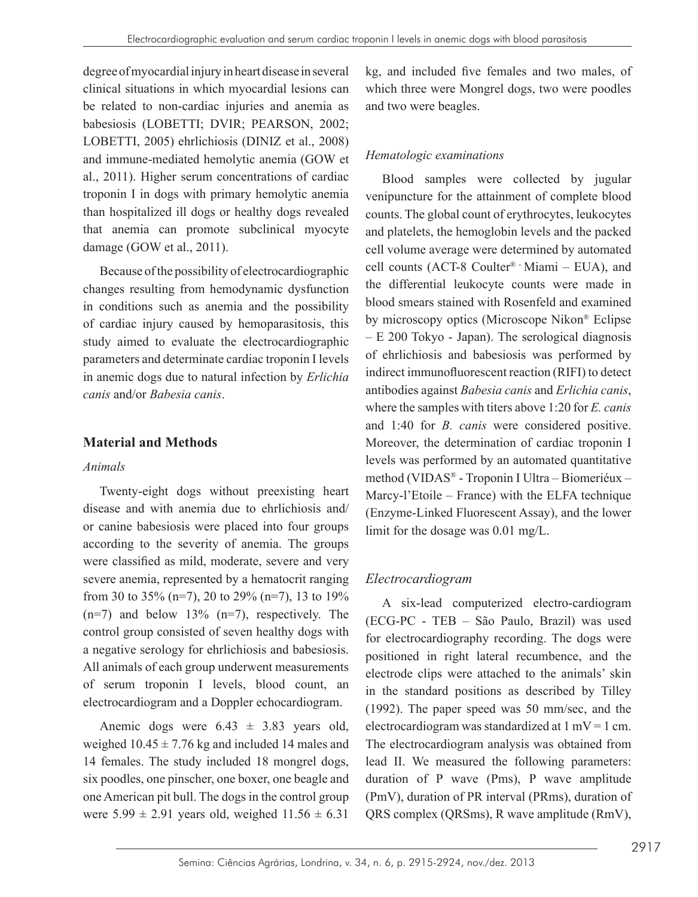degree of myocardial injury in heart disease in several clinical situations in which myocardial lesions can be related to non-cardiac injuries and anemia as babesiosis (LOBETTI; DVIR; PEARSON, 2002; LOBETTI, 2005) ehrlichiosis (DINIZ et al., 2008) and immune-mediated hemolytic anemia (GOW et al., 2011). Higher serum concentrations of cardiac troponin I in dogs with primary hemolytic anemia than hospitalized ill dogs or healthy dogs revealed that anemia can promote subclinical myocyte damage (GOW et al., 2011).

Because of the possibility of electrocardiographic changes resulting from hemodynamic dysfunction in conditions such as anemia and the possibility of cardiac injury caused by hemoparasitosis, this study aimed to evaluate the electrocardiographic parameters and determinate cardiac troponin I levels in anemic dogs due to natural infection by *Erlichia canis* and/or *Babesia canis*.

## Material and Methods

### *Animals*

Twenty-eight dogs without preexisting heart disease and with anemia due to ehrlichiosis and/or canine babesiosis were placed into four groups according to the severity of anemia. The groups were classified as mild, moderate, severe and very severe anemia, represented by a hematocrit ranging from 30 to 35% (n=7), 20 to 29% (n=7), 13 to 19% (n=7) and below 13% (n=7), respectively. The control group consisted of seven healthy dogs with a negative serology for ehrlichiosis and babesiosis. All animals of each group underwent measurements of serum troponin I levels, blood count, an electrocardiogram and a Doppler echocardiogram.

Anemic dogs were $6.43 \pm 3.83$ years old, weighed $10.45 \pm 7.76$ kg and included 14 males and 14 females. The study included 18 mongrel dogs, six poodles, one pinscher, one boxer, one beagle and one American pit bull. The dogs in the control group were $5.99 \pm 2.91$ years old, weighed $11.56 \pm 6.31$ kg, and included five females and two males, of which three were Mongrel dogs, two were poodles and two were beagles.

### *Hematologic examinations*

Blood samples were collected by jugular venipuncture for the attainment of complete blood counts. The global count of erythrocytes, leukocytes and platelets, the hemoglobin levels and the packed cell volume average were determined by automated cell counts (ACT-8 Coulter® - Miami – EUA), and the differential leukocyte counts were made in blood smears stained with Rosenfeld and examined by microscopy optics (Microscope Nikon® Eclipse – E 200 Tokyo - Japan). The serological diagnosis of ehrlichiosis and babesiosis was performed by indirect immunofluorescent reaction (RIFI) to detect antibodies against *Babesia canis* and *Erlichia canis*, where the samples with titers above 1:20 for *E. canis* and 1:40 for *B. canis* were considered positive. Moreover, the determination of cardiac troponin I levels was performed by an automated quantitative method (VIDAS® - Troponin I Ultra – Biomeriéux – Marcy-l'Etoile – France) with the ELFA technique (Enzyme-Linked Fluorescent Assay), and the lower limit for the dosage was 0.01 mg/L.

### *Electrocardiogram*

A six-lead computerized electro-cardiogram (ECG-PC - TEB – São Paulo, Brazil) was used for electrocardiography recording. The dogs were positioned in right lateral recumbence, and the electrode clips were attached to the animals' skin in the standard positions as described by Tilley (1992). The paper speed was 50 mm/sec, and the electrocardiogram was standardized at 1 mV = 1 cm. The electrocardiogram analysis was obtained from lead II. We measured the following parameters: duration of P wave (Pms), P wave amplitude (PmV), duration of PR interval (PRms), duration of QRS complex (QRSms), R wave amplitude (RmV),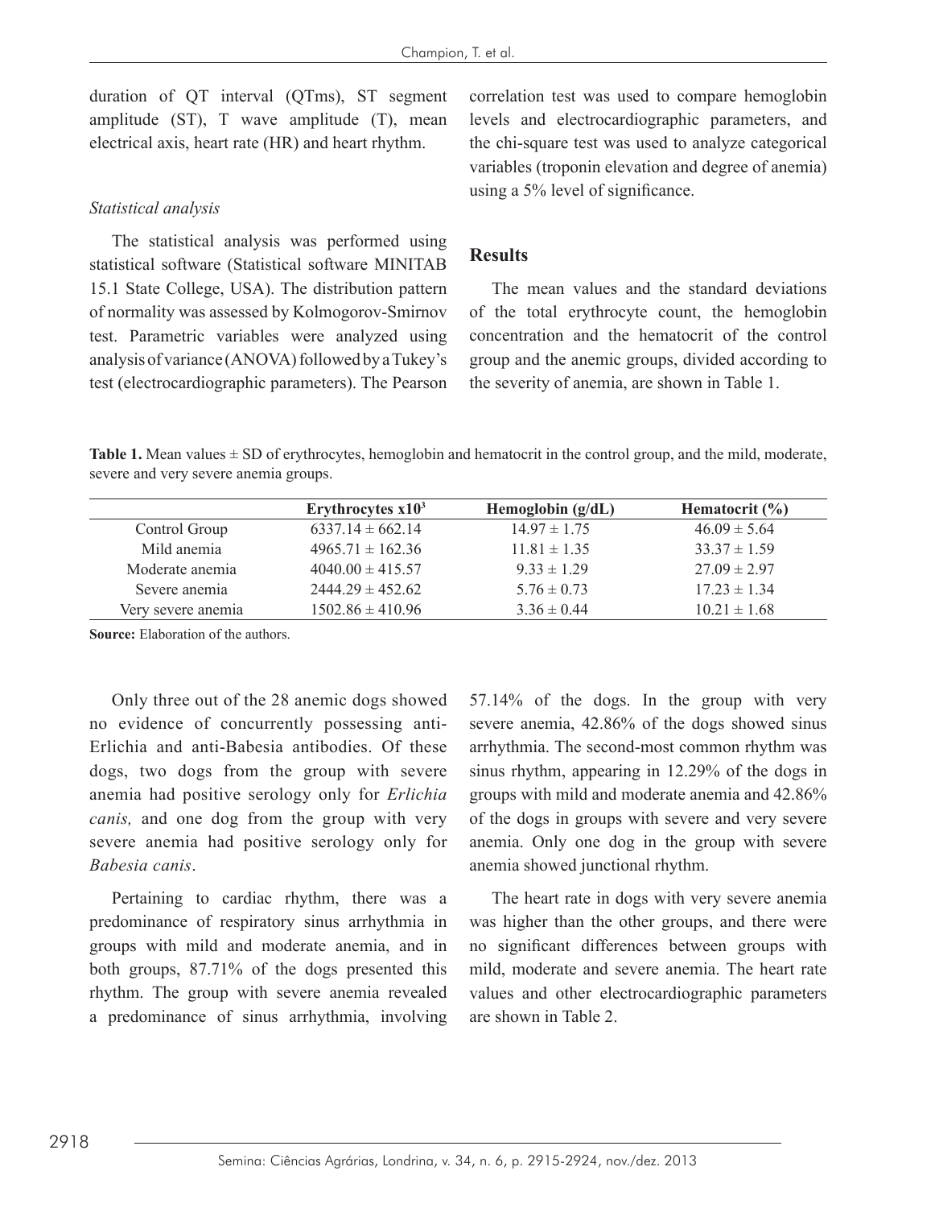duration of QT interval (QTms), ST segment amplitude (ST), T wave amplitude (T), mean electrical axis, heart rate (HR) and heart rhythm.

*Statistical analysis*

The statistical analysis was performed using statistical software (Statistical software MINITAB 15.1 State College, USA). The distribution pattern of normality was assessed by Kolmogorov-Smirnov test. Parametric variables were analyzed using analysis of variance (ANOVA) followed by a Tukey's test (electrocardiographic parameters). The Pearson correlation test was used to compare hemoglobin levels and electrocardiographic parameters, and the chi-square test was used to analyze categorical variables (troponin elevation and degree of anemia) using a 5% level of significance.

## Results

The mean values and the standard deviations of the total erythrocyte count, the hemoglobin concentration and the hematocrit of the control group and the anemic groups, divided according to the severity of anemia, are shown in Table 1.

**Table 1.** Mean values ± SD of erythrocytes, hemoglobin and hematocrit in the control group, and the mild, moderate, severe and very severe anemia groups.

| | Erythrocytes x10$^3$ | Hemoglobin (g/dL) | Hematocrit (%) |
|---|---|---|---|
| Control Group | 6337.14 ± 662.14 | 14.97 ± 1.75 | 46.09 ± 5.64 |
| Mild anemia | 4965.71 ± 162.36 | 11.81 ± 1.35 | 33.37 ± 1.59 |
| Moderate anemia | 4040.00 ± 415.57 | 9.33 ± 1.29 | 27.09 ± 2.97 |
| Severe anemia | 2444.29 ± 452.62 | 5.76 ± 0.73 | 17.23 ± 1.34 |
| Very severe anemia | 1502.86 ± 410.96 | 3.36 ± 0.44 | 10.21 ± 1.68 |

**Source:** Elaboration of the authors.

Only three out of the 28 anemic dogs showed no evidence of concurrently possessing anti-Erlichia and anti-Babesia antibodies. Of these dogs, two dogs from the group with severe anemia had positive serology only for *Erlichia canis,* and one dog from the group with very severe anemia had positive serology only for *Babesia canis*.

Pertaining to cardiac rhythm, there was a predominance of respiratory sinus arrhythmia in groups with mild and moderate anemia, and in both groups, 87.71% of the dogs presented this rhythm. The group with severe anemia revealed a predominance of sinus arrhythmia, involving 57.14% of the dogs. In the group with very severe anemia, 42.86% of the dogs showed sinus arrhythmia. The second-most common rhythm was sinus rhythm, appearing in 12.29% of the dogs in groups with mild and moderate anemia and 42.86% of the dogs in groups with severe and very severe anemia. Only one dog in the group with severe anemia showed junctional rhythm.

The heart rate in dogs with very severe anemia was higher than the other groups, and there were no significant differences between groups with mild, moderate and severe anemia. The heart rate values and other electrocardiographic parameters are shown in Table 2.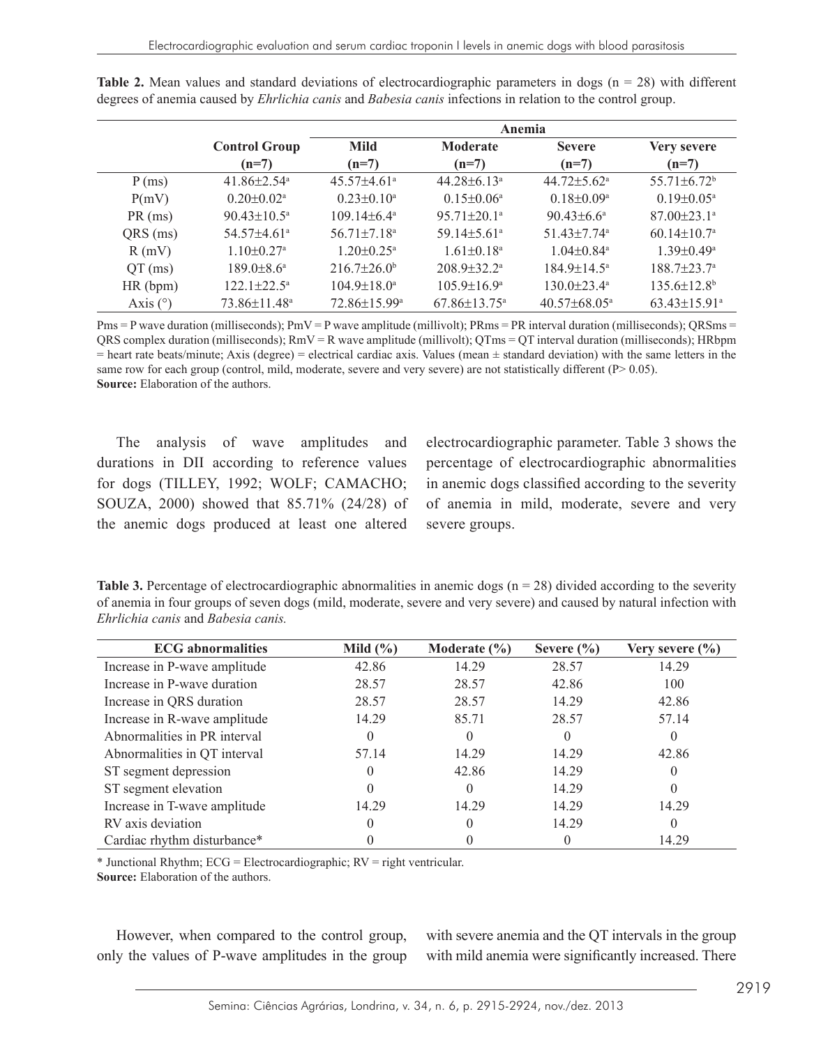**Table 2.** Mean values and standard deviations of electrocardiographic parameters in dogs (n = 28) with different degrees of anemia caused by *Ehrlichia canis* and *Babesia canis* infections in relation to the control group.

| | Control Group | Anemia | | | |
|---|---|---|---|---|---|
| | | Mild | Moderate | Severe | Very severe |
| | (n=7) | (n=7) | (n=7) | (n=7) | (n=7) |
| P (ms) | 41.86±2.54[a] | 45.57±4.61[a] | 44.28±6.13[a] | 44.72±5.62[a] | 55.71±6.72[b] |
| P(mV) | 0.20±0.02[a] | 0.23±0.10[a] | 0.15±0.06[a] | 0.18±0.09[a] | 0.19±0.05[a] |
| PR (ms) | 90.43±10.5[a] | 109.14±6.4[a] | 95.71±20.1[a] | 90.43±6.6[a] | 87.00±23.1[a] |
| QRS (ms) | 54.57±4.61[a] | 56.71±7.18[a] | 59.14±5.61[a] | 51.43±7.74[a] | 60.14±10.7[a] |
| R (mV) | 1.10±0.27[a] | 1.20±0.25[a] | 1.61±0.18[a] | 1.04±0.84[a] | 1.39±0.49[a] |
| QT (ms) | 189.0±8.6[a] | 216.7±26.0[b] | 208.9±32.2[a] | 184.9±14.5[a] | 188.7±23.7[a] |
| HR (bpm) | 122.1±22.5[a] | 104.9±18.0[a] | 105.9±16.9[a] | 130.0±23.4[a] | 135.6±12.8[b] |
| Axis (°) | 73.86±11.48[a] | 72.86±15.99[a] | 67.86±13.75[a] | 40.57±68.05[a] | 63.43±15.91[a] |

Pms = P wave duration (milliseconds); PmV = P wave amplitude (millivolt); PRms = PR interval duration (milliseconds); QRSms = QRS complex duration (milliseconds); RmV = R wave amplitude (millivolt); QTms = QT interval duration (milliseconds); HRbpm = heart rate beats/minute; Axis (degree) = electrical cardiac axis. Values (mean ± standard deviation) with the same letters in the same row for each group (control, mild, moderate, severe and very severe) are not statistically different (P> 0.05).
**Source:** Elaboration of the authors.

The analysis of wave amplitudes and durations in DII according to reference values for dogs (TILLEY, 1992; WOLF; CAMACHO; SOUZA, 2000) showed that 85.71% (24/28) of the anemic dogs produced at least one altered electrocardiographic parameter. Table 3 shows the percentage of electrocardiographic abnormalities in anemic dogs classified according to the severity of anemia in mild, moderate, severe and very severe groups.

**Table 3.** Percentage of electrocardiographic abnormalities in anemic dogs (n = 28) divided according to the severity of anemia in four groups of seven dogs (mild, moderate, severe and very severe) and caused by natural infection with *Ehrlichia canis* and *Babesia canis.*

| ECG abnormalities | Mild (%) | Moderate (%) | Severe (%) | Very severe (%) |
|---|---|---|---|---|
| Increase in P-wave amplitude | 42.86 | 14.29 | 28.57 | 14.29 |
| Increase in P-wave duration | 28.57 | 28.57 | 42.86 | 100 |
| Increase in QRS duration | 28.57 | 28.57 | 14.29 | 42.86 |
| Increase in R-wave amplitude | 14.29 | 85.71 | 28.57 | 57.14 |
| Abnormalities in PR interval | 0 | 0 | 0 | 0 |
| Abnormalities in QT interval | 57.14 | 14.29 | 14.29 | 42.86 |
| ST segment depression | 0 | 42.86 | 14.29 | 0 |
| ST segment elevation | 0 | 0 | 14.29 | 0 |
| Increase in T-wave amplitude | 14.29 | 14.29 | 14.29 | 14.29 |
| RV axis deviation | 0 | 0 | 14.29 | 0 |
| Cardiac rhythm disturbance* | 0 | 0 | 0 | 14.29 |

* Junctional Rhythm; ECG = Electrocardiographic; RV = right ventricular.
**Source:** Elaboration of the authors.

However, when compared to the control group, only the values of P-wave amplitudes in the group with severe anemia and the QT intervals in the group with mild anemia were significantly increased. There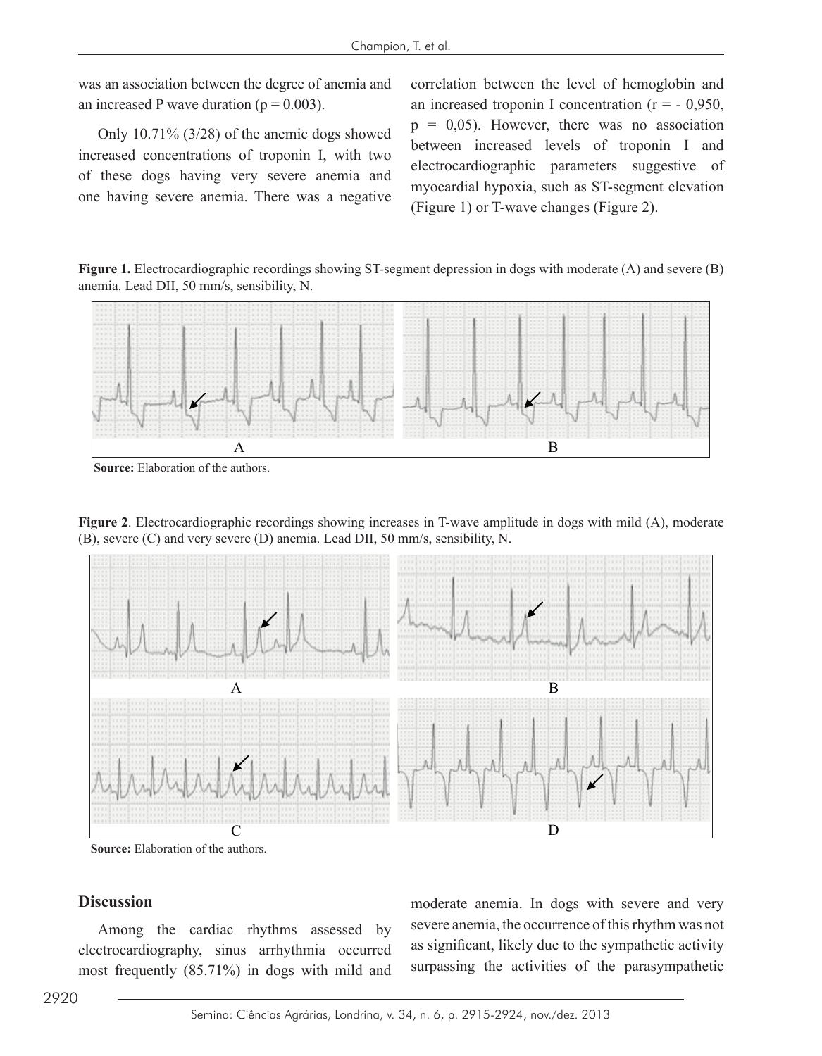was an association between the degree of anemia and an increased P wave duration ($p = 0.003$).

Only 10.71% (3/28) of the anemic dogs showed increased concentrations of troponin I, with two of these dogs having very severe anemia and one having severe anemia. There was a negative correlation between the level of hemoglobin and an increased troponin I concentration ($r = - 0,950$, $p = 0,05$). However, there was no association between increased levels of troponin I and electrocardiographic parameters suggestive of myocardial hypoxia, such as ST-segment elevation (Figure 1) or T-wave changes (Figure 2).

**Figure 1.** Electrocardiographic recordings showing ST-segment depression in dogs with moderate (A) and severe (B) anemia. Lead DII, 50 mm/s, sensibility, N.

**Source:** Elaboration of the authors.

**Figure 2**. Electrocardiographic recordings showing increases in T-wave amplitude in dogs with mild (A), moderate (B), severe (C) and very severe (D) anemia. Lead DII, 50 mm/s, sensibility, N.

**Source:** Elaboration of the authors.

## Discussion

Among the cardiac rhythms assessed by electrocardiography, sinus arrhythmia occurred most frequently (85.71%) in dogs with mild and moderate anemia. In dogs with severe and very severe anemia, the occurrence of this rhythm was not as significant, likely due to the sympathetic activity surpassing the activities of the parasympathetic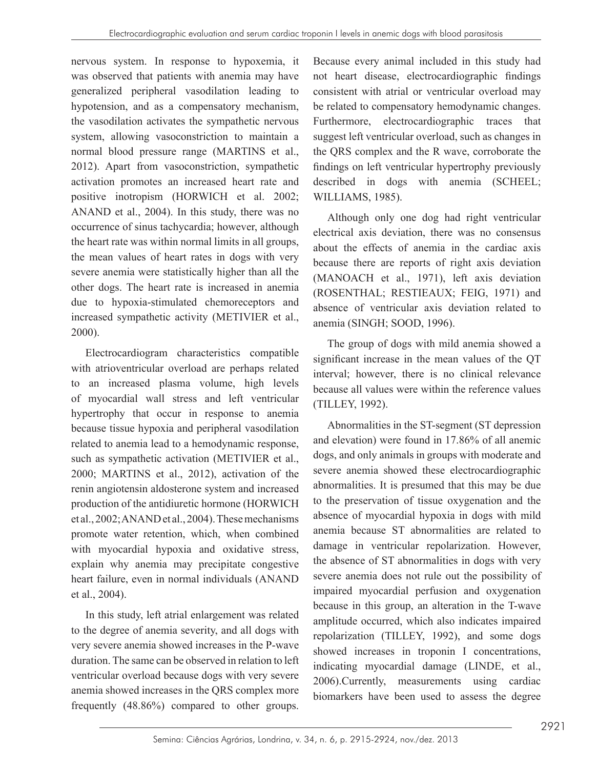nervous system. In response to hypoxemia, it was observed that patients with anemia may have generalized peripheral vasodilation leading to hypotension, and as a compensatory mechanism, the vasodilation activates the sympathetic nervous system, allowing vasoconstriction to maintain a normal blood pressure range (MARTINS et al., 2012). Apart from vasoconstriction, sympathetic activation promotes an increased heart rate and positive inotropism (HORWICH et al. 2002; ANAND et al., 2004). In this study, there was no occurrence of sinus tachycardia; however, although the heart rate was within normal limits in all groups, the mean values of heart rates in dogs with very severe anemia were statistically higher than all the other dogs. The heart rate is increased in anemia due to hypoxia-stimulated chemoreceptors and increased sympathetic activity (METIVIER et al., 2000).

Electrocardiogram characteristics compatible with atrioventricular overload are perhaps related to an increased plasma volume, high levels of myocardial wall stress and left ventricular hypertrophy that occur in response to anemia because tissue hypoxia and peripheral vasodilation related to anemia lead to a hemodynamic response, such as sympathetic activation (METIVIER et al., 2000; MARTINS et al., 2012), activation of the renin angiotensin aldosterone system and increased production of the antidiuretic hormone (HORWICH et al., 2002; ANAND et al., 2004). These mechanisms promote water retention, which, when combined with myocardial hypoxia and oxidative stress, explain why anemia may precipitate congestive heart failure, even in normal individuals (ANAND et al., 2004).

In this study, left atrial enlargement was related to the degree of anemia severity, and all dogs with very severe anemia showed increases in the P-wave duration. The same can be observed in relation to left ventricular overload because dogs with very severe anemia showed increases in the QRS complex more frequently (48.86%) compared to other groups. Because every animal included in this study had not heart disease, electrocardiographic findings consistent with atrial or ventricular overload may be related to compensatory hemodynamic changes. Furthermore, electrocardiographic traces that suggest left ventricular overload, such as changes in the QRS complex and the R wave, corroborate the findings on left ventricular hypertrophy previously described in dogs with anemia (SCHEEL; WILLIAMS, 1985).

Although only one dog had right ventricular electrical axis deviation, there was no consensus about the effects of anemia in the cardiac axis because there are reports of right axis deviation (MANOACH et al., 1971), left axis deviation (ROSENTHAL; RESTIEAUX; FEIG, 1971) and absence of ventricular axis deviation related to anemia (SINGH; SOOD, 1996).

The group of dogs with mild anemia showed a significant increase in the mean values of the QT interval; however, there is no clinical relevance because all values were within the reference values (TILLEY, 1992).

Abnormalities in the ST-segment (ST depression and elevation) were found in 17.86% of all anemic dogs, and only animals in groups with moderate and severe anemia showed these electrocardiographic abnormalities. It is presumed that this may be due to the preservation of tissue oxygenation and the absence of myocardial hypoxia in dogs with mild anemia because ST abnormalities are related to damage in ventricular repolarization. However, the absence of ST abnormalities in dogs with very severe anemia does not rule out the possibility of impaired myocardial perfusion and oxygenation because in this group, an alteration in the T-wave amplitude occurred, which also indicates impaired repolarization (TILLEY, 1992), and some dogs showed increases in troponin I concentrations, indicating myocardial damage (LINDE, et al., 2006).Currently, measurements using cardiac biomarkers have been used to assess the degree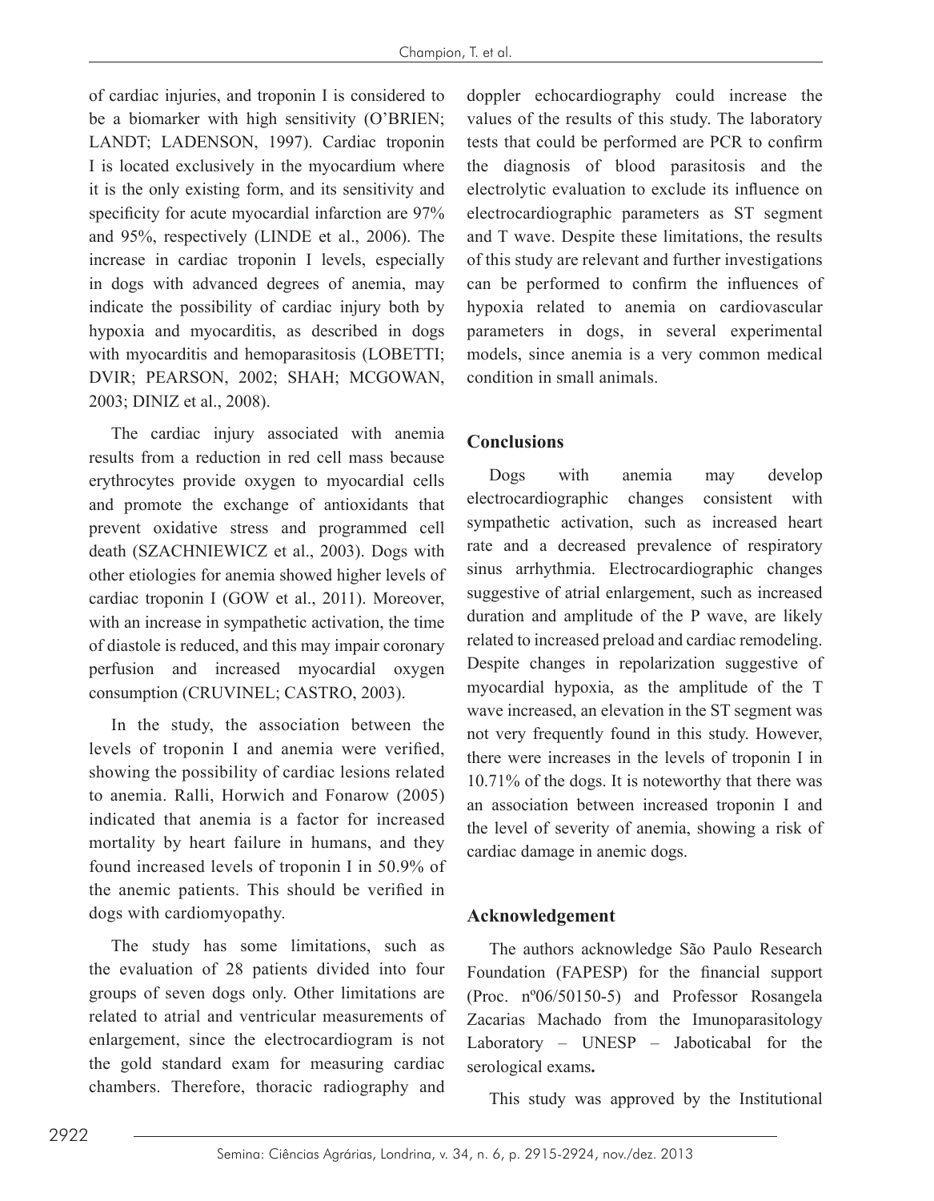of cardiac injuries, and troponin I is considered to be a biomarker with high sensitivity (O'BRIEN; LANDT; LADENSON, 1997). Cardiac troponin I is located exclusively in the myocardium where it is the only existing form, and its sensitivity and specificity for acute myocardial infarction are 97% and 95%, respectively (LINDE et al., 2006). The increase in cardiac troponin I levels, especially in dogs with advanced degrees of anemia, may indicate the possibility of cardiac injury both by hypoxia and myocarditis, as described in dogs with myocarditis and hemoparasitosis (LOBETTI; DVIR; PEARSON, 2002; SHAH; MCGOWAN, 2003; DINIZ et al., 2008).

The cardiac injury associated with anemia results from a reduction in red cell mass because erythrocytes provide oxygen to myocardial cells and promote the exchange of antioxidants that prevent oxidative stress and programmed cell death (SZACHNIEWICZ et al., 2003). Dogs with other etiologies for anemia showed higher levels of cardiac troponin I (GOW et al., 2011). Moreover, with an increase in sympathetic activation, the time of diastole is reduced, and this may impair coronary perfusion and increased myocardial oxygen consumption (CRUVINEL; CASTRO, 2003).

In the study, the association between the levels of troponin I and anemia were verified, showing the possibility of cardiac lesions related to anemia. Ralli, Horwich and Fonarow (2005) indicated that anemia is a factor for increased mortality by heart failure in humans, and they found increased levels of troponin I in 50.9% of the anemic patients. This should be verified in dogs with cardiomyopathy.

The study has some limitations, such as the evaluation of 28 patients divided into four groups of seven dogs only. Other limitations are related to atrial and ventricular measurements of enlargement, since the electrocardiogram is not the gold standard exam for measuring cardiac chambers. Therefore, thoracic radiography and doppler echocardiography could increase the values of the results of this study. The laboratory tests that could be performed are PCR to confirm the diagnosis of blood parasitosis and the electrolytic evaluation to exclude its influence on electrocardiographic parameters as ST segment and T wave. Despite these limitations, the results of this study are relevant and further investigations can be performed to confirm the influences of hypoxia related to anemia on cardiovascular parameters in dogs, in several experimental models, since anemia is a very common medical condition in small animals.

## Conclusions

Dogs with anemia may develop electrocardiographic changes consistent with sympathetic activation, such as increased heart rate and a decreased prevalence of respiratory sinus arrhythmia. Electrocardiographic changes suggestive of atrial enlargement, such as increased duration and amplitude of the P wave, are likely related to increased preload and cardiac remodeling. Despite changes in repolarization suggestive of myocardial hypoxia, as the amplitude of the T wave increased, an elevation in the ST segment was not very frequently found in this study. However, there were increases in the levels of troponin I in 10.71% of the dogs. It is noteworthy that there was an association between increased troponin I and the level of severity of anemia, showing a risk of cardiac damage in anemic dogs.

## Acknowledgement

The authors acknowledge São Paulo Research Foundation (FAPESP) for the financial support (Proc. nº06/50150-5) and Professor Rosangela Zacarias Machado from the Imunoparasitology Laboratory – UNESP – Jaboticabal for the serological exams**.**

This study was approved by the Institutional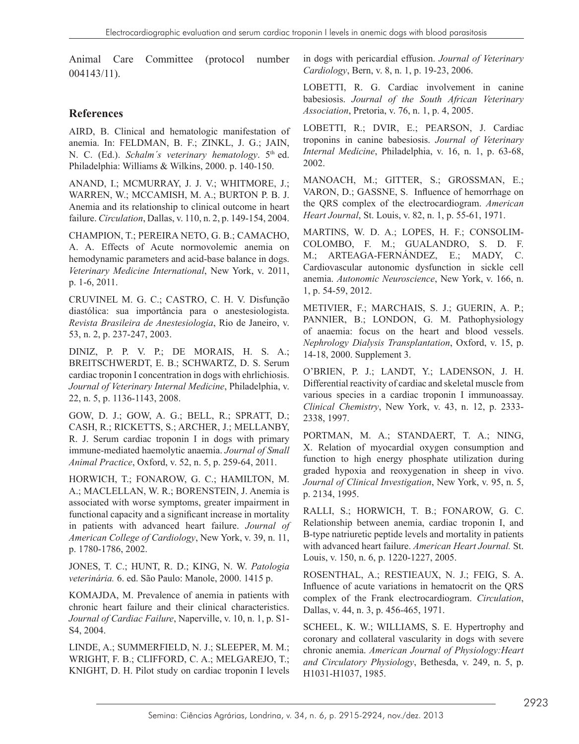Animal Care Committee (protocol number 004143/11).

## References

AIRD, B. Clinical and hematologic manifestation of anemia. In: FELDMAN, B. F.; ZINKL, J. G.; JAIN, N. C. (Ed.). *Schalm´s veterinary hematology*. 5th ed. Philadelphia: Williams & Wilkins, 2000. p. 140-150.

ANAND, I.; MCMURRAY, J. J. V.; WHITMORE, J.; WARREN, W.; MCCAMISH, M. A.; BURTON P. B. J. Anemia and its relationship to clinical outcome in heart failure. *Circulation*, Dallas, v. 110, n. 2, p. 149-154, 2004.

CHAMPION, T.; PEREIRA NETO, G. B.; CAMACHO, A. A. Effects of Acute normovolemic anemia on hemodynamic parameters and acid-base balance in dogs. *Veterinary Medicine International*, New York, v. 2011, p. 1-6, 2011.

CRUVINEL M. G. C.; CASTRO, C. H. V. Disfunção diastólica: sua importância para o anestesiologista. *Revista Brasileira de Anestesiologia*, Rio de Janeiro, v. 53, n. 2, p. 237-247, 2003.

DINIZ, P. P. V. P.; DE MORAIS, H. S. A.; BREITSCHWERDT, E. B.; SCHWARTZ, D. S. Serum cardiac troponin I concentration in dogs with ehrlichiosis. *Journal of Veterinary Internal Medicine*, Philadelphia, v. 22, n. 5, p. 1136-1143, 2008.

GOW, D. J.; GOW, A. G.; BELL, R.; SPRATT, D.; CASH, R.; RICKETTS, S.; ARCHER, J.; MELLANBY, R. J. Serum cardiac troponin I in dogs with primary immune-mediated haemolytic anaemia. *Journal of Small Animal Practice*, Oxford, v. 52, n. 5, p. 259-64, 2011.

HORWICH, T.; FONAROW, G. C.; HAMILTON, M. A.; MACLELLAN, W. R.; BORENSTEIN, J. Anemia is associated with worse symptoms, greater impairment in functional capacity and a significant increase in mortality in patients with advanced heart failure. *Journal of American College of Cardiology*, New York, v. 39, n. 11, p. 1780-1786, 2002.

JONES, T. C.; HUNT, R. D.; KING, N. W. *Patologia veterinária.* 6. ed. São Paulo: Manole, 2000. 1415 p.

KOMAJDA, M. Prevalence of anemia in patients with chronic heart failure and their clinical characteristics. *Journal of Cardiac Failure*, Naperville, v. 10, n. 1, p. S1-S4, 2004.

LINDE, A.; SUMMERFIELD, N. J.; SLEEPER, M. M.; WRIGHT, F. B.; CLIFFORD, C. A.; MELGAREJO, T.; KNIGHT, D. H. Pilot study on cardiac troponin I levels in dogs with pericardial effusion. *Journal of Veterinary Cardiology*, Bern, v. 8, n. 1, p. 19-23, 2006.

LOBETTI, R. G. Cardiac involvement in canine babesiosis. *Journal of the South African Veterinary Association*, Pretoria, v. 76, n. 1, p. 4, 2005.

LOBETTI, R.; DVIR, E.; PEARSON, J. Cardiac troponins in canine babesiosis. *Journal of Veterinary Internal Medicine*, Philadelphia, v. 16, n. 1, p. 63-68, 2002.

MANOACH, M.; GITTER, S.; GROSSMAN, E.; VARON, D.; GASSNE, S. Influence of hemorrhage on the QRS complex of the electrocardiogram. *American Heart Journal*, St. Louis, v. 82, n. 1, p. 55-61, 1971.

MARTINS, W. D. A.; LOPES, H. F.; CONSOLIM-COLOMBO, F. M.; GUALANDRO, S. D. F. M.; ARTEAGA-FERNÁNDEZ, E.; MADY, C. Cardiovascular autonomic dysfunction in sickle cell anemia. *Autonomic Neuroscience*, New York, v. 166, n. 1, p. 54-59, 2012.

METIVIER, F.; MARCHAIS, S. J.; GUERIN, A. P.; PANNIER, B.; LONDON, G. M. Pathophysiology of anaemia: focus on the heart and blood vessels. *Nephrology Dialysis Transplantation*, Oxford, v. 15, p. 14-18, 2000. Supplement 3.

O'BRIEN, P. J.; LANDT, Y.; LADENSON, J. H. Differential reactivity of cardiac and skeletal muscle from various species in a cardiac troponin I immunoassay. *Clinical Chemistry*, New York, v. 43, n. 12, p. 2333-2338, 1997.

PORTMAN, M. A.; STANDAERT, T. A.; NING, X. Relation of myocardial oxygen consumption and function to high energy phosphate utilization during graded hypoxia and reoxygenation in sheep in vivo. *Journal of Clinical Investigation*, New York, v. 95, n. 5, p. 2134, 1995.

RALLI, S.; HORWICH, T. B.; FONAROW, G. C. Relationship between anemia, cardiac troponin I, and B-type natriuretic peptide levels and mortality in patients with advanced heart failure. *American Heart Journal.* St. Louis, v. 150, n. 6, p. 1220-1227, 2005.

ROSENTHAL, A.; RESTIEAUX, N. J.; FEIG, S. A. Influence of acute variations in hematocrit on the QRS complex of the Frank electrocardiogram. *Circulation*, Dallas, v. 44, n. 3, p. 456-465, 1971.

SCHEEL, K. W.; WILLIAMS, S. E. Hypertrophy and coronary and collateral vascularity in dogs with severe chronic anemia. *American Journal of Physiology:Heart and Circulatory Physiology*, Bethesda, v. 249, n. 5, p. H1031-H1037, 1985.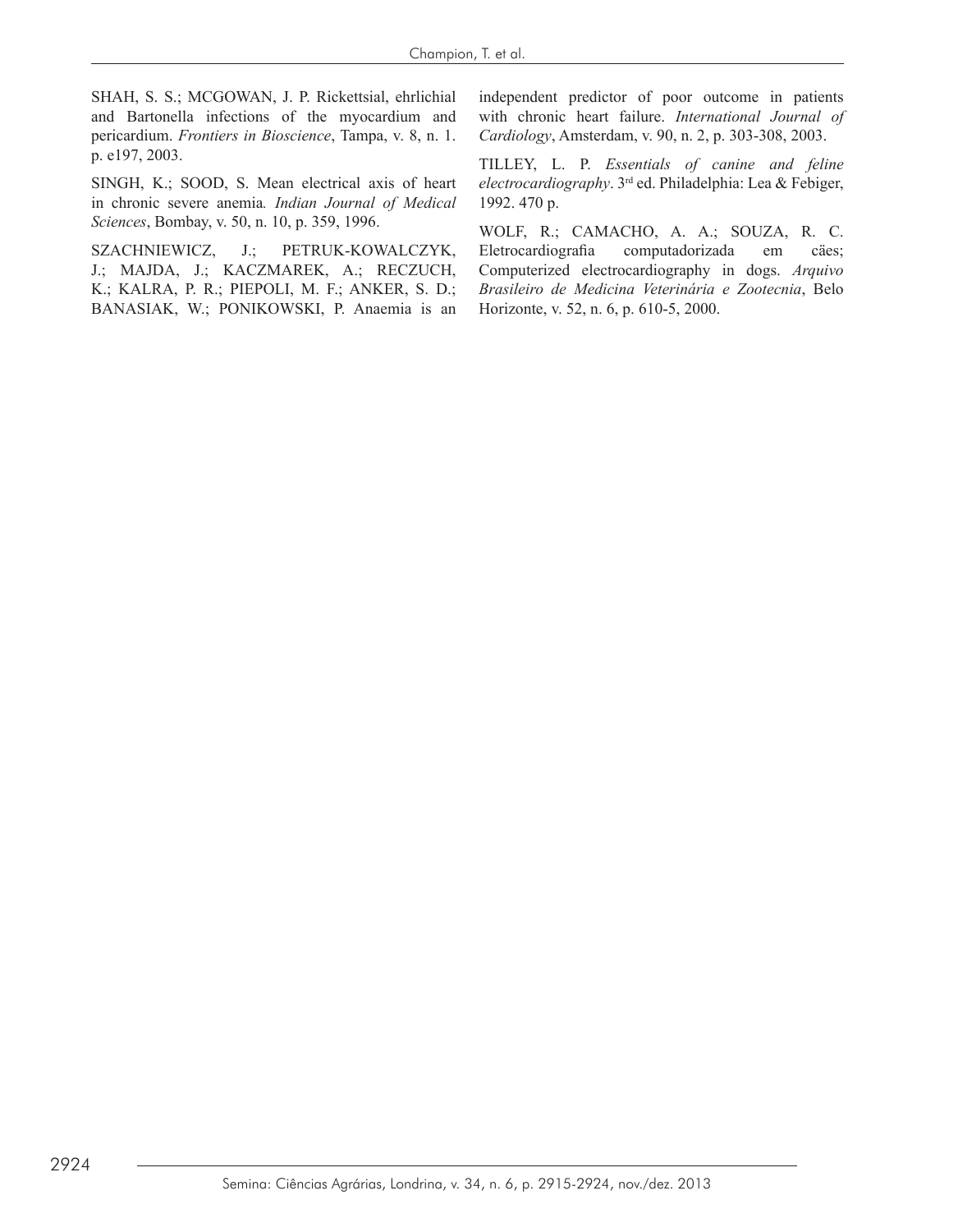SHAH, S. S.; MCGOWAN, J. P. Rickettsial, ehrlichial and Bartonella infections of the myocardium and pericardium. *Frontiers in Bioscience*, Tampa, v. 8, n. 1. p. e197, 2003.

SINGH, K.; SOOD, S. Mean electrical axis of heart in chronic severe anemia. *Indian Journal of Medical Sciences*, Bombay, v. 50, n. 10, p. 359, 1996.

SZACHNIEWICZ, J.; PETRUK-KOWALCZYK, J.; MAJDA, J.; KACZMAREK, A.; RECZUCH, K.; KALRA, P. R.; PIEPOLI, M. F.; ANKER, S. D.; BANASIAK, W.; PONIKOWSKI, P. Anaemia is an independent predictor of poor outcome in patients with chronic heart failure. *International Journal of Cardiology*, Amsterdam, v. 90, n. 2, p. 303-308, 2003.

TILLEY, L. P. *Essentials of canine and feline electrocardiography*. 3rd ed. Philadelphia: Lea & Febiger, 1992. 470 p.

WOLF, R.; CAMACHO, A. A.; SOUZA, R. C. Eletrocardiografia computadorizada em cäes; Computerized electrocardiography in dogs. *Arquivo Brasileiro de Medicina Veterinária e Zootecnia*, Belo Horizonte, v. 52, n. 6, p. 610-5, 2000.